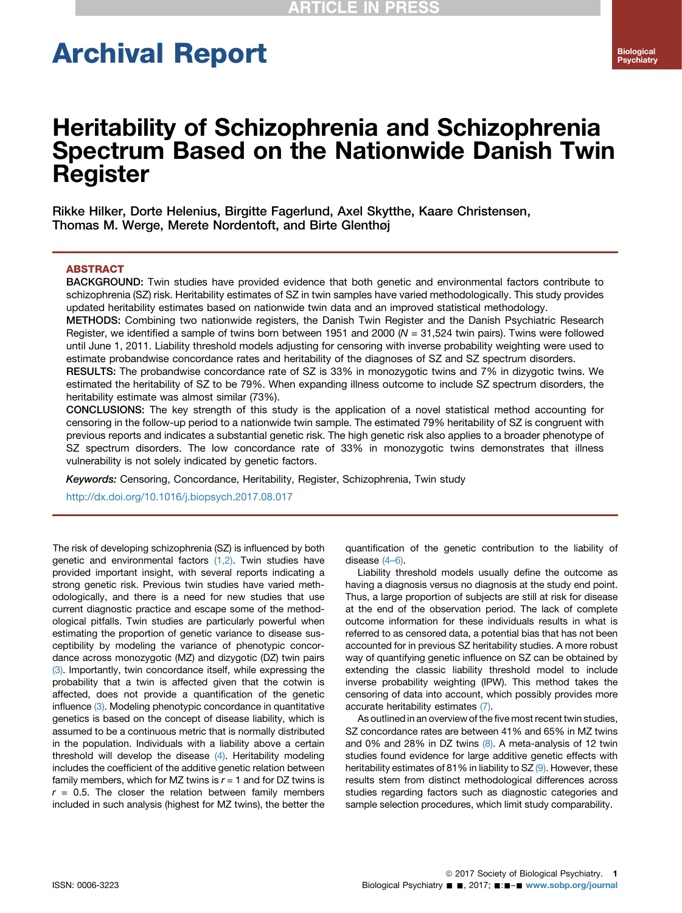# Archival Report

# Heritability of Schizophrenia and Schizophrenia Spectrum Based on the Nationwide Danish Twin Register

Rikke Hilker, Dorte Helenius, Birgitte Fagerlund, Axel Skytthe, Kaare Christensen, Thomas M. Werge, Merete Nordentoft, and Birte Glenthøj

## ABSTRACT

**BACKGROUND:** Twin studies have provided evidence that both genetic and environmental factors contribute to schizophrenia (SZ) risk. Heritability estimates of SZ in twin samples have varied methodologically. This study provides updated heritability estimates based on nationwide twin data and an improved statistical methodology.

**METHODS:** Combining two nationwide registers, the Danish Twin Register and the Danish Psychiatric Research Register, we identified a sample of twins born between 1951 and 2000 ($N$ = 31,524 twin pairs). Twins were followed until June 1, 2011. Liability threshold models adjusting for censoring with inverse probability weighting were used to estimate probandwise concordance rates and heritability of the diagnoses of SZ and SZ spectrum disorders.

**RESULTS:** The probandwise concordance rate of SZ is 33% in monozygotic twins and 7% in dizygotic twins. We estimated the heritability of SZ to be 79%. When expanding illness outcome to include SZ spectrum disorders, the heritability estimate was almost similar (73%).

**CONCLUSIONS:** The key strength of this study is the application of a novel statistical method accounting for censoring in the follow-up period to a nationwide twin sample. The estimated 79% heritability of SZ is congruent with previous reports and indicates a substantial genetic risk. The high genetic risk also applies to a broader phenotype of SZ spectrum disorders. The low concordance rate of 33% in monozygotic twins demonstrates that illness vulnerability is not solely indicated by genetic factors.

*Keywords:* Censoring, Concordance, Heritability, Register, Schizophrenia, Twin study

http://dx.doi.org/10.1016/j.biopsych.2017.08.017

The risk of developing schizophrenia (SZ) is influenced by both genetic and environmental factors (1,2). Twin studies have provided important insight, with several reports indicating a strong genetic risk. Previous twin studies have varied methodologically, and there is a need for new studies that use current diagnostic practice and escape some of the methodological pitfalls. Twin studies are particularly powerful when estimating the proportion of genetic variance to disease susceptibility by modeling the variance of phenotypic concordance across monozygotic (MZ) and dizygotic (DZ) twin pairs (3). Importantly, twin concordance itself, while expressing the probability that a twin is affected given that the cotwin is affected, does not provide a quantification of the genetic influence (3). Modeling phenotypic concordance in quantitative genetics is based on the concept of disease liability, which is assumed to be a continuous metric that is normally distributed in the population. Individuals with a liability above a certain threshold will develop the disease (4). Heritability modeling includes the coefficient of the additive genetic relation between family members, which for MZ twins is $r = 1$ and for DZ twins is $r = 0.5$. The closer the relation between family members included in such analysis (highest for MZ twins), the better the quantification of the genetic contribution to the liability of disease (4–6).

Liability threshold models usually define the outcome as having a diagnosis versus no diagnosis at the study end point. Thus, a large proportion of subjects are still at risk for disease at the end of the observation period. The lack of complete outcome information for these individuals results in what is referred to as censored data, a potential bias that has not been accounted for in previous SZ heritability studies. A more robust way of quantifying genetic influence on SZ can be obtained by extending the classic liability threshold model to include inverse probability weighting (IPW). This method takes the censoring of data into account, which possibly provides more accurate heritability estimates (7).

As outlined in an overview of the five most recent twin studies, SZ concordance rates are between 41% and 65% in MZ twins and 0% and 28% in DZ twins (8). A meta-analysis of 12 twin studies found evidence for large additive genetic effects with heritability estimates of 81% in liability to SZ (9). However, these results stem from distinct methodological differences across studies regarding factors such as diagnostic categories and sample selection procedures, which limit study comparability.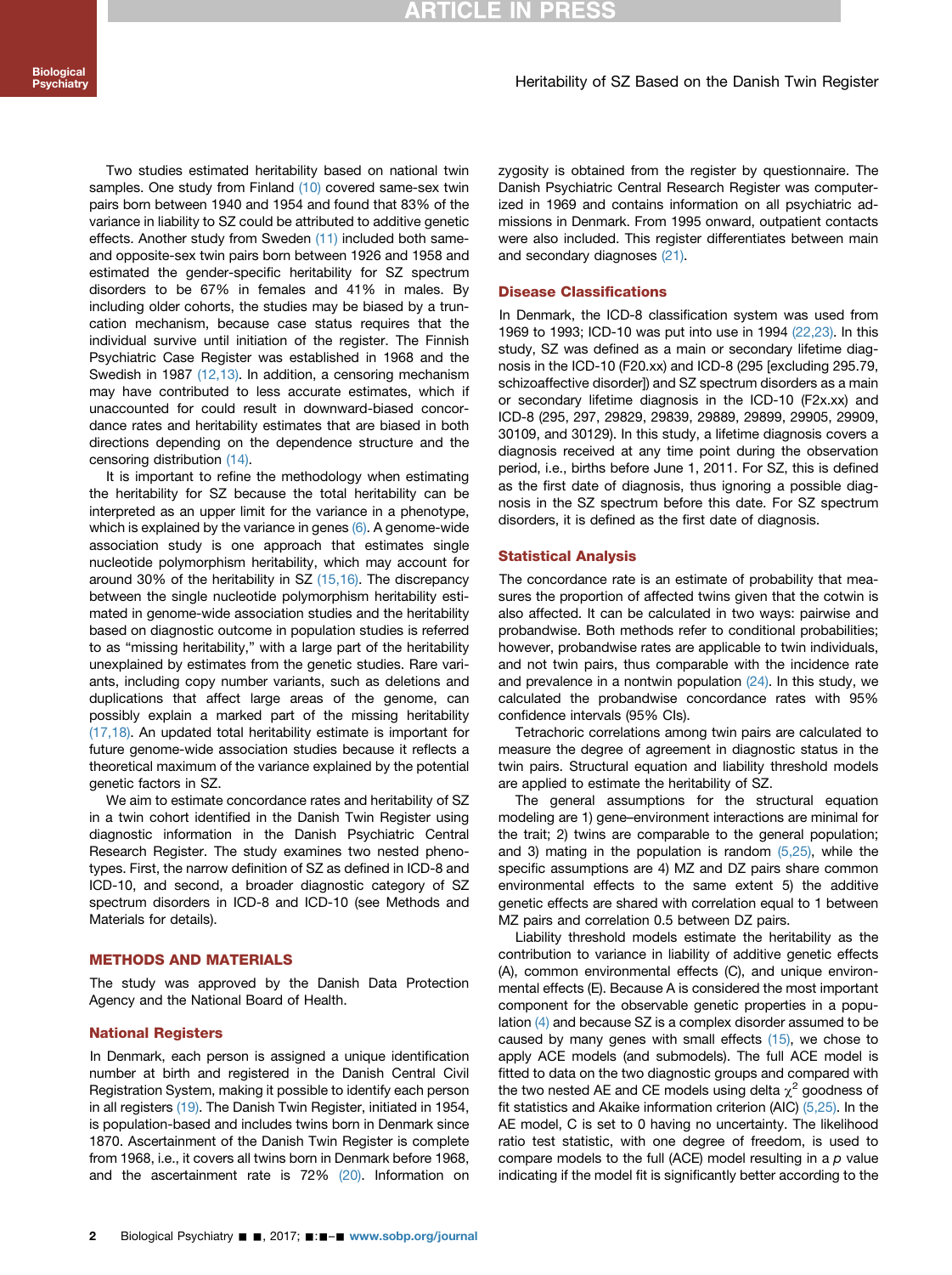Two studies estimated heritability based on national twin samples. One study from Finland (10) covered same-sex twin pairs born between 1940 and 1954 and found that 83% of the variance in liability to SZ could be attributed to additive genetic effects. Another study from Sweden (11) included both same- and opposite-sex twin pairs born between 1926 and 1958 and estimated the gender-specific heritability for SZ spectrum disorders to be 67% in females and 41% in males. By including older cohorts, the studies may be biased by a truncation mechanism, because case status requires that the individual survive until initiation of the register. The Finnish Psychiatric Case Register was established in 1968 and the Swedish in 1987 (12,13). In addition, a censoring mechanism may have contributed to less accurate estimates, which if unaccounted for could result in downward-biased concordance rates and heritability estimates that are biased in both directions depending on the dependence structure and the censoring distribution (14).

It is important to refine the methodology when estimating the heritability for SZ because the total heritability can be interpreted as an upper limit for the variance in a phenotype, which is explained by the variance in genes (6). A genome-wide association study is one approach that estimates single nucleotide polymorphism heritability, which may account for around 30% of the heritability in SZ (15,16). The discrepancy between the single nucleotide polymorphism heritability estimated in genome-wide association studies and the heritability based on diagnostic outcome in population studies is referred to as "missing heritability," with a large part of the heritability unexplained by estimates from the genetic studies. Rare variants, including copy number variants, such as deletions and duplications that affect large areas of the genome, can possibly explain a marked part of the missing heritability (17,18). An updated total heritability estimate is important for future genome-wide association studies because it reflects a theoretical maximum of the variance explained by the potential genetic factors in SZ.

We aim to estimate concordance rates and heritability of SZ in a twin cohort identified in the Danish Twin Register using diagnostic information in the Danish Psychiatric Central Research Register. The study examines two nested phenotypes. First, the narrow definition of SZ as defined in ICD-8 and ICD-10, and second, a broader diagnostic category of SZ spectrum disorders in ICD-8 and ICD-10 (see Methods and Materials for details).

## METHODS AND MATERIALS

The study was approved by the Danish Data Protection Agency and the National Board of Health.

### National Registers

In Denmark, each person is assigned a unique identification number at birth and registered in the Danish Central Civil Registration System, making it possible to identify each person in all registers (19). The Danish Twin Register, initiated in 1954, is population-based and includes twins born in Denmark since 1870. Ascertainment of the Danish Twin Register is complete from 1968, i.e., it covers all twins born in Denmark before 1968, and the ascertainment rate is 72% (20). Information on zygosity is obtained from the register by questionnaire. The Danish Psychiatric Central Research Register was computerized in 1969 and contains information on all psychiatric admissions in Denmark. From 1995 onward, outpatient contacts were also included. This register differentiates between main and secondary diagnoses (21).

### Disease Classifications

In Denmark, the ICD-8 classification system was used from 1969 to 1993; ICD-10 was put into use in 1994 (22,23). In this study, SZ was defined as a main or secondary lifetime diagnosis in the ICD-10 (F20.xx) and ICD-8 (295 [excluding 295.79, schizoaffective disorder]) and SZ spectrum disorders as a main or secondary lifetime diagnosis in the ICD-10 (F2x.xx) and ICD-8 (295, 297, 29829, 29839, 29889, 29899, 29905, 29909, 30109, and 30129). In this study, a lifetime diagnosis covers a diagnosis received at any time point during the observation period, i.e., births before June 1, 2011. For SZ, this is defined as the first date of diagnosis, thus ignoring a possible diagnosis in the SZ spectrum before this date. For SZ spectrum disorders, it is defined as the first date of diagnosis.

### Statistical Analysis

The concordance rate is an estimate of probability that measures the proportion of affected twins given that the cotwin is also affected. It can be calculated in two ways: pairwise and probandwise. Both methods refer to conditional probabilities; however, probandwise rates are applicable to twin individuals, and not twin pairs, thus comparable with the incidence rate and prevalence in a nontwin population (24). In this study, we calculated the probandwise concordance rates with 95% confidence intervals (95% CIs).

Tetrachoric correlations among twin pairs are calculated to measure the degree of agreement in diagnostic status in the twin pairs. Structural equation and liability threshold models are applied to estimate the heritability of SZ.

The general assumptions for the structural equation modeling are 1) gene–environment interactions are minimal for the trait; 2) twins are comparable to the general population; and 3) mating in the population is random (5,25), while the specific assumptions are 4) MZ and DZ pairs share common environmental effects to the same extent 5) the additive genetic effects are shared with correlation equal to 1 between MZ pairs and correlation 0.5 between DZ pairs.

Liability threshold models estimate the heritability as the contribution to variance in liability of additive genetic effects (A), common environmental effects (C), and unique environmental effects (E). Because A is considered the most important component for the observable genetic properties in a population (4) and because SZ is a complex disorder assumed to be caused by many genes with small effects (15), we chose to apply ACE models (and submodels). The full ACE model is fitted to data on the two diagnostic groups and compared with the two nested AE and CE models using delta $\chi^2$ goodness of fit statistics and Akaike information criterion (AIC) (5,25). In the AE model, C is set to 0 having no uncertainty. The likelihood ratio test statistic, with one degree of freedom, is used to compare models to the full (ACE) model resulting in a $p$ value indicating if the model fit is significantly better according to the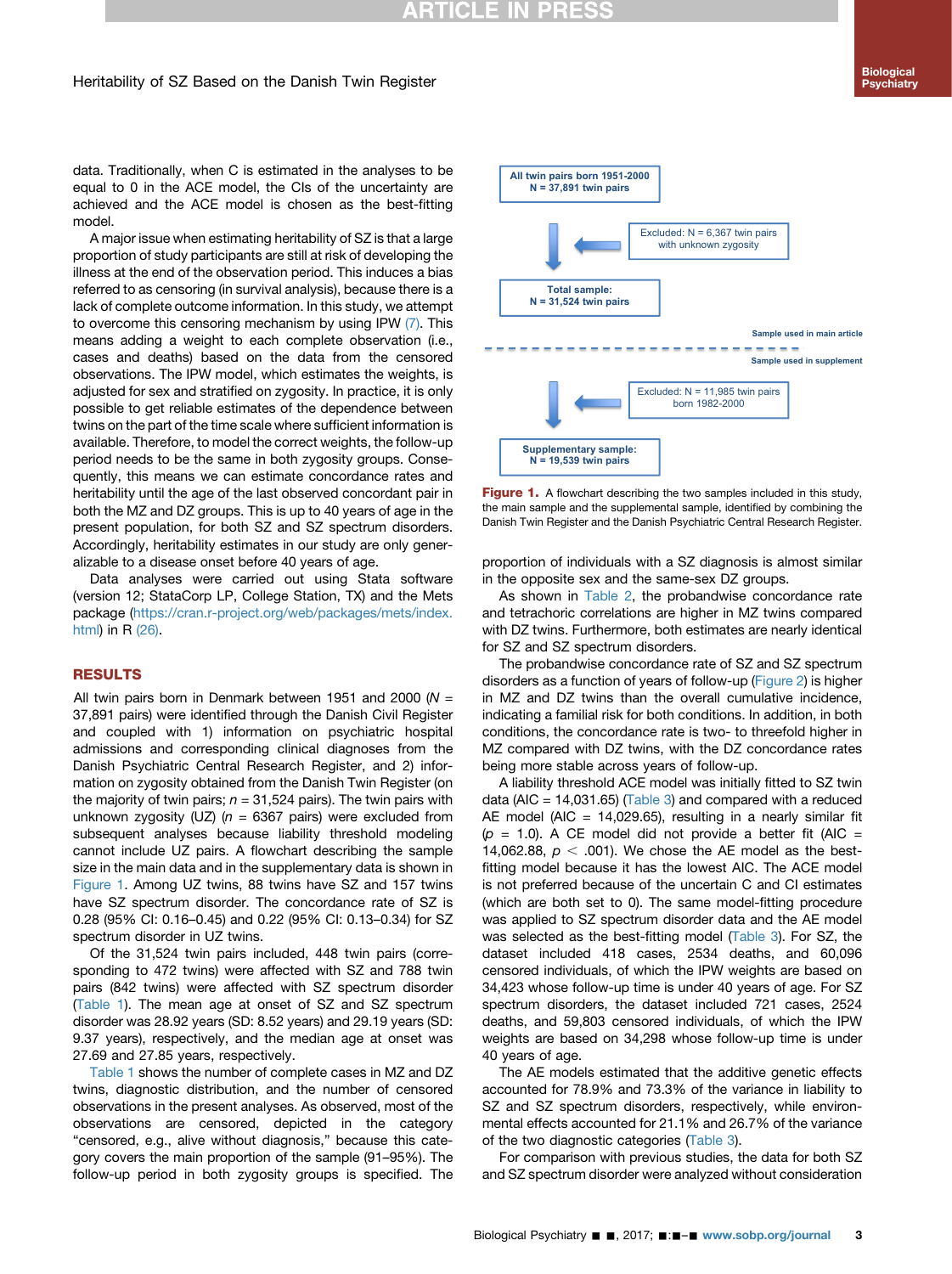data. Traditionally, when C is estimated in the analyses to be equal to 0 in the ACE model, the CIs of the uncertainty are achieved and the ACE model is chosen as the best-fitting model.

A major issue when estimating heritability of SZ is that a large proportion of study participants are still at risk of developing the illness at the end of the observation period. This induces a bias referred to as censoring (in survival analysis), because there is a lack of complete outcome information. In this study, we attempt to overcome this censoring mechanism by using IPW (7). This means adding a weight to each complete observation (i.e., cases and deaths) based on the data from the censored observations. The IPW model, which estimates the weights, is adjusted for sex and stratified on zygosity. In practice, it is only possible to get reliable estimates of the dependence between twins on the part of the time scale where sufficient information is available. Therefore, to model the correct weights, the follow-up period needs to be the same in both zygosity groups. Consequently, this means we can estimate concordance rates and heritability until the age of the last observed concordant pair in both the MZ and DZ groups. This is up to 40 years of age in the present population, for both SZ and SZ spectrum disorders. Accordingly, heritability estimates in our study are only generalizable to a disease onset before 40 years of age.

Data analyses were carried out using Stata software (version 12; StataCorp LP, College Station, TX) and the Mets package (https://cran.r-project.org/web/packages/mets/index.html) in R (26).

## RESULTS

All twin pairs born in Denmark between 1951 and 2000 ($N$ = 37,891 pairs) were identified through the Danish Civil Register and coupled with 1) information on psychiatric hospital admissions and corresponding clinical diagnoses from the Danish Psychiatric Central Research Register, and 2) information on zygosity obtained from the Danish Twin Register (on the majority of twin pairs; $n$ = 31,524 pairs). The twin pairs with unknown zygosity (UZ) ($n$ = 6367 pairs) were excluded from subsequent analyses because liability threshold modeling cannot include UZ pairs. A flowchart describing the sample size in the main data and in the supplementary data is shown in Figure 1. Among UZ twins, 88 twins have SZ and 157 twins have SZ spectrum disorder. The concordance rate of SZ is 0.28 (95% CI: 0.16–0.45) and 0.22 (95% CI: 0.13–0.34) for SZ spectrum disorder in UZ twins.

Of the 31,524 twin pairs included, 448 twin pairs (corresponding to 472 twins) were affected with SZ and 788 twin pairs (842 twins) were affected with SZ spectrum disorder (Table 1). The mean age at onset of SZ and SZ spectrum disorder was 28.92 years (SD: 8.52 years) and 29.19 years (SD: 9.37 years), respectively, and the median age at onset was 27.69 and 27.85 years, respectively.

Table 1 shows the number of complete cases in MZ and DZ twins, diagnostic distribution, and the number of censored observations in the present analyses. As observed, most of the observations are censored, depicted in the category "censored, e.g., alive without diagnosis," because this category covers the main proportion of the sample (91–95%). The follow-up period in both zygosity groups is specified. The proportion of individuals with a SZ diagnosis is almost similar in the opposite sex and the same-sex DZ groups.

As shown in Table 2, the probandwise concordance rate and tetrachoric correlations are higher in MZ twins compared with DZ twins. Furthermore, both estimates are nearly identical for SZ and SZ spectrum disorders.

The probandwise concordance rate of SZ and SZ spectrum disorders as a function of years of follow-up (Figure 2) is higher in MZ and DZ twins than the overall cumulative incidence, indicating a familial risk for both conditions. In addition, in both conditions, the concordance rate is two- to threefold higher in MZ compared with DZ twins, with the DZ concordance rates being more stable across years of follow-up.

A liability threshold ACE model was initially fitted to SZ twin data (AIC = 14,031.65) (Table 3) and compared with a reduced AE model (AIC = 14,029.65), resulting in a nearly similar fit ($p$ = 1.0). A CE model did not provide a better fit (AIC = 14,062.88, $p < .001$). We chose the AE model as the best-fitting model because it has the lowest AIC. The ACE model is not preferred because of the uncertain C and CI estimates (which are both set to 0). The same model-fitting procedure was applied to SZ spectrum disorder data and the AE model was selected as the best-fitting model (Table 3). For SZ, the dataset included 418 cases, 2534 deaths, and 60,096 censored individuals, of which the IPW weights are based on 34,423 whose follow-up time is under 40 years of age. For SZ spectrum disorders, the dataset included 721 cases, 2524 deaths, and 59,803 censored individuals, of which the IPW weights are based on 34,298 whose follow-up time is under 40 years of age.

The AE models estimated that the additive genetic effects accounted for 78.9% and 73.3% of the variance in liability to SZ and SZ spectrum disorders, respectively, while environmental effects accounted for 21.1% and 26.7% of the variance of the two diagnostic categories (Table 3).

For comparison with previous studies, the data for both SZ and SZ spectrum disorder were analyzed without consideration

All twin pairs born 1951-2000
N = 37,891 twin pairs

Excluded: N = 6,367 twin pairs with unknown zygosity

Total sample:
N = 31,524 twin pairs

Sample used in main article

Sample used in supplement

Excluded: N = 11,985 twin pairs born 1982-2000

Supplementary sample:
N = 19,539 twin pairs

**Figure 1.** A flowchart describing the two samples included in this study, the main sample and the supplemental sample, identified by combining the Danish Twin Register and the Danish Psychiatric Central Research Register.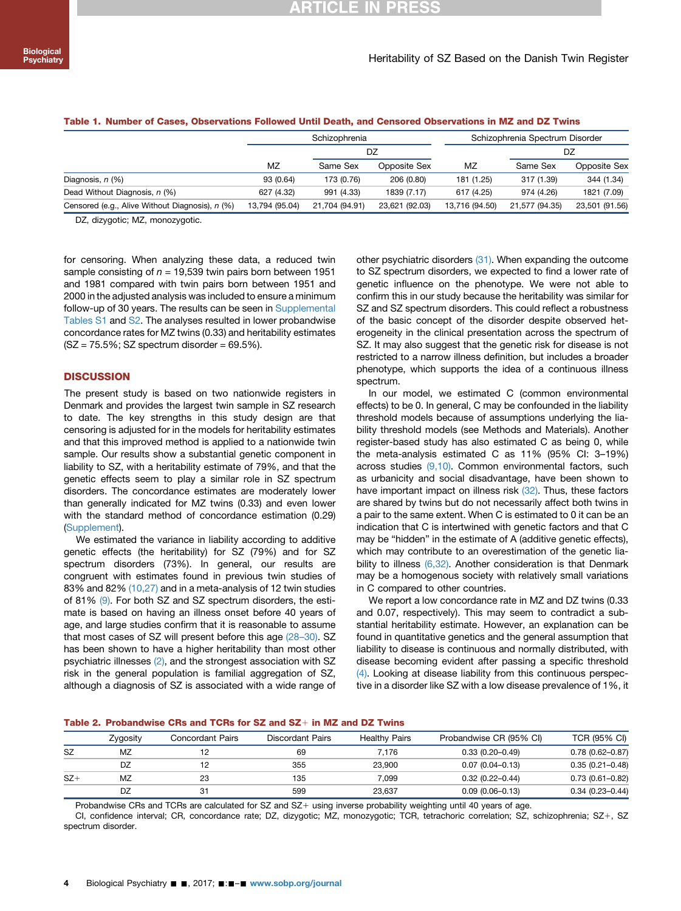**Table 1. Number of Cases, Observations Followed Until Death, and Censored Observations in MZ and DZ Twins**

| | Schizophrenia | | | Schizophrenia Spectrum Disorder | | |
|---|---|---|---|---|---|---|
| | | DZ | | | DZ | |
| | MZ | Same Sex | Opposite Sex | MZ | Same Sex | Opposite Sex |
| Diagnosis, n (%) | 93 (0.64) | 173 (0.76) | 206 (0.80) | 181 (1.25) | 317 (1.39) | 344 (1.34) |
| Dead Without Diagnosis, n (%) | 627 (4.32) | 991 (4.33) | 1839 (7.17) | 617 (4.25) | 974 (4.26) | 1821 (7.09) |
| Censored (e.g., Alive Without Diagnosis), n (%) | 13,794 (95.04) | 21,704 (94.91) | 23,621 (92.03) | 13,716 (94.50) | 21,577 (94.35) | 23,501 (91.56) |

DZ, dizygotic; MZ, monozygotic.

for censoring. When analyzing these data, a reduced twin sample consisting of $n$ = 19,539 twin pairs born between 1951 and 1981 compared with twin pairs born between 1951 and 2000 in the adjusted analysis was included to ensure a minimum follow-up of 30 years. The results can be seen in Supplemental Tables S1 and S2. The analyses resulted in lower probandwise concordance rates for MZ twins (0.33) and heritability estimates (SZ = 75.5%; SZ spectrum disorder = 69.5%).

## DISCUSSION

The present study is based on two nationwide registers in Denmark and provides the largest twin sample in SZ research to date. The key strengths in this study design are that censoring is adjusted for in the models for heritability estimates and that this improved method is applied to a nationwide twin sample. Our results show a substantial genetic component in liability to SZ, with a heritability estimate of 79%, and that the genetic effects seem to play a similar role in SZ spectrum disorders. The concordance estimates are moderately lower than generally indicated for MZ twins (0.33) and even lower with the standard method of concordance estimation (0.29) (Supplement).

We estimated the variance in liability according to additive genetic effects (the heritability) for SZ (79%) and for SZ spectrum disorders (73%). In general, our results are congruent with estimates found in previous twin studies of 83% and 82% (10,27) and in a meta-analysis of 12 twin studies of 81% (9). For both SZ and SZ spectrum disorders, the estimate is based on having an illness onset before 40 years of age, and large studies confirm that it is reasonable to assume that most cases of SZ will present before this age (28–30). SZ has been shown to have a higher heritability than most other psychiatric illnesses (2), and the strongest association with SZ risk in the general population is familial aggregation of SZ, although a diagnosis of SZ is associated with a wide range of other psychiatric disorders (31). When expanding the outcome to SZ spectrum disorders, we expected to find a lower rate of genetic influence on the phenotype. We were not able to confirm this in our study because the heritability was similar for SZ and SZ spectrum disorders. This could reflect a robustness of the basic concept of the disorder despite observed heterogeneity in the clinical presentation across the spectrum of SZ. It may also suggest that the genetic risk for disease is not restricted to a narrow illness definition, but includes a broader phenotype, which supports the idea of a continuous illness spectrum.

In our model, we estimated C (common environmental effects) to be 0. In general, C may be confounded in the liability threshold models because of assumptions underlying the liability threshold models (see Methods and Materials). Another register-based study has also estimated C as being 0, while the meta-analysis estimated C as 11% (95% CI: 3–19%) across studies (9,10). Common environmental factors, such as urbanicity and social disadvantage, have been shown to have important impact on illness risk (32). Thus, these factors are shared by twins but do not necessarily affect both twins in a pair to the same extent. When C is estimated to 0 it can be an indication that C is intertwined with genetic factors and that C may be "hidden" in the estimate of A (additive genetic effects), which may contribute to an overestimation of the genetic liability to illness (6,32). Another consideration is that Denmark may be a homogenous society with relatively small variations in C compared to other countries.

We report a low concordance rate in MZ and DZ twins (0.33 and 0.07, respectively). This may seem to contradict a substantial heritability estimate. However, an explanation can be found in quantitative genetics and the general assumption that liability to disease is continuous and normally distributed, with disease becoming evident after passing a specific threshold (4). Looking at disease liability from this continuous perspective in a disorder like SZ with a low disease prevalence of 1%, it

**Table 2. Probandwise CRs and TCRs for SZ and SZ+ in MZ and DZ Twins**

| | Zygosity | Concordant Pairs | Discordant Pairs | Healthy Pairs | Probandwise CR (95% CI) | TCR (95% CI) |
|---|---|---|---|---|---|---|
| SZ | MZ | 12 | 69 | 7,176 | 0.33 (0.20–0.49) | 0.78 (0.62–0.87) |
| | DZ | 12 | 355 | 23,900 | 0.07 (0.04–0.13) | 0.35 (0.21–0.48) |
| SZ+ | MZ | 23 | 135 | 7,099 | 0.32 (0.22–0.44) | 0.73 (0.61–0.82) |
| | DZ | 31 | 599 | 23,637 | 0.09 (0.06–0.13) | 0.34 (0.23–0.44) |

Probandwise CRs and TCRs are calculated for SZ and SZ+ using inverse probability weighting until 40 years of age.

CI, confidence interval; CR, concordance rate; DZ, dizygotic; MZ, monozygotic; TCR, tetrachoric correlation; SZ, schizophrenia; SZ+, SZ spectrum disorder.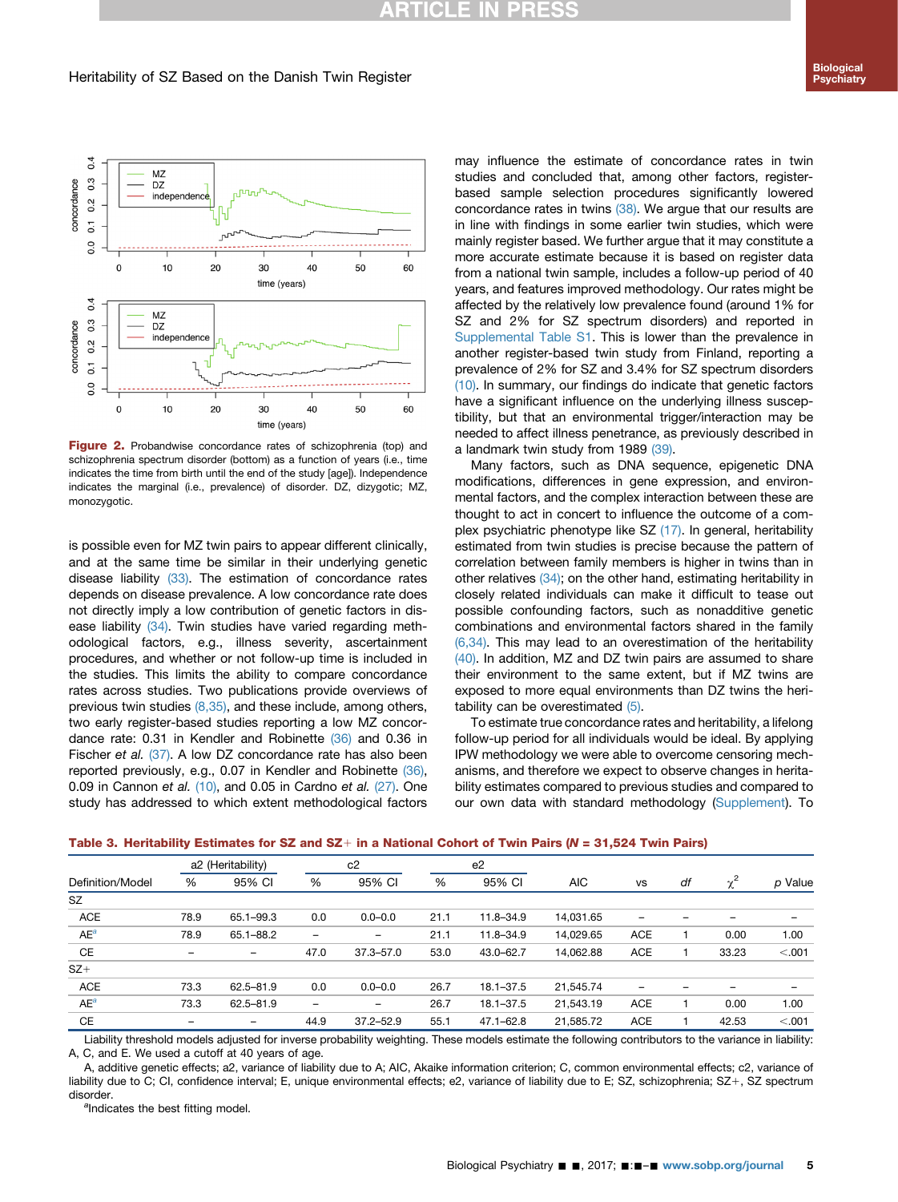**Figure 2.** Probandwise concordance rates of schizophrenia (top) and schizophrenia spectrum disorder (bottom) as a function of years (i.e., time indicates the time from birth until the end of the study [age]). Independence indicates the marginal (i.e., prevalence) of disorder. DZ, dizygotic; MZ, monozygotic.

is possible even for MZ twin pairs to appear different clinically, and at the same time be similar in their underlying genetic disease liability (33). The estimation of concordance rates depends on disease prevalence. A low concordance rate does not directly imply a low contribution of genetic factors in disease liability (34). Twin studies have varied regarding methodological factors, e.g., illness severity, ascertainment procedures, and whether or not follow-up time is included in the studies. This limits the ability to compare concordance rates across studies. Two publications provide overviews of previous twin studies (8,35), and these include, among others, two early register-based studies reporting a low MZ concordance rate: 0.31 in Kendler and Robinette (36) and 0.36 in Fischer *et al.* (37). A low DZ concordance rate has also been reported previously, e.g., 0.07 in Kendler and Robinette (36), 0.09 in Cannon *et al.* (10), and 0.05 in Cardno *et al.* (27). One study has addressed to which extent methodological factors may influence the estimate of concordance rates in twin studies and concluded that, among other factors, register-based sample selection procedures significantly lowered concordance rates in twins (38). We argue that our results are in line with findings in some earlier twin studies, which were mainly register based. We further argue that it may constitute a more accurate estimate because it is based on register data from a national twin sample, includes a follow-up period of 40 years, and features improved methodology. Our rates might be affected by the relatively low prevalence found (around 1% for SZ and 2% for SZ spectrum disorders) and reported in Supplemental Table S1. This is lower than the prevalence in another register-based twin study from Finland, reporting a prevalence of 2% for SZ and 3.4% for SZ spectrum disorders (10). In summary, our findings do indicate that genetic factors have a significant influence on the underlying illness susceptibility, but that an environmental trigger/interaction may be needed to affect illness penetrance, as previously described in a landmark twin study from 1989 (39).

Many factors, such as DNA sequence, epigenetic DNA modifications, differences in gene expression, and environmental factors, and the complex interaction between these are thought to act in concert to influence the outcome of a complex psychiatric phenotype like SZ (17). In general, heritability estimated from twin studies is precise because the pattern of correlation between family members is higher in twins than in other relatives (34); on the other hand, estimating heritability in closely related individuals can make it difficult to tease out possible confounding factors, such as nonadditive genetic combinations and environmental factors shared in the family (6,34). This may lead to an overestimation of the heritability (40). In addition, MZ and DZ twin pairs are assumed to share their environment to the same extent, but if MZ twins are exposed to more equal environments than DZ twins the heritability can be overestimated (5).

To estimate true concordance rates and heritability, a lifelong follow-up period for all individuals would be ideal. By applying IPW methodology we were able to overcome censoring mechanisms, and therefore we expect to observe changes in heritability estimates compared to previous studies and compared to our own data with standard methodology (Supplement). To

**Table 3. Heritability Estimates for SZ and SZ+ in a National Cohort of Twin Pairs (*N* = 31,524 Twin Pairs)**

| | a2 (Heritability) | | c2 | | e2 | | | | | | |
|---|---|---|---|---|---|---|---|---|---|---|---|
| Definition/Model | % | 95% CI | % | 95% CI | % | 95% CI | AIC | vs | *df* | $\chi^2$ | *p* Value |
| SZ | | | | | | | | | | | |
| ACE | 78.9 | 65.1–99.3 | 0.0 | 0.0–0.0 | 21.1 | 11.8–34.9 | 14,031.65 | – | – | – | – |
| AE[a] | 78.9 | 65.1–88.2 | – | – | 21.1 | 11.8–34.9 | 14,029.65 | ACE | 1 | 0.00 | 1.00 |
| CE | – | – | 47.0 | 37.3–57.0 | 53.0 | 43.0–62.7 | 14,062.88 | ACE | 1 | 33.23 | <.001 |
| SZ+ | | | | | | | | | | | |
| ACE | 73.3 | 62.5–81.9 | 0.0 | 0.0–0.0 | 26.7 | 18.1–37.5 | 21,545.74 | – | – | – | – |
| AE[a] | 73.3 | 62.5–81.9 | – | – | 26.7 | 18.1–37.5 | 21,543.19 | ACE | 1 | 0.00 | 1.00 |
| CE | – | – | 44.9 | 37.2–52.9 | 55.1 | 47.1–62.8 | 21,585.72 | ACE | 1 | 42.53 | <.001 |

Liability threshold models adjusted for inverse probability weighting. These models estimate the following contributors to the variance in liability: A, C, and E. We used a cutoff at 40 years of age.

A, additive genetic effects; a2, variance of liability due to A; AIC, Akaike information criterion; C, common environmental effects; c2, variance of liability due to C; CI, confidence interval; E, unique environmental effects; e2, variance of liability due to E; SZ, schizophrenia; SZ+, SZ spectrum disorder.

[a]Indicates the best fitting model.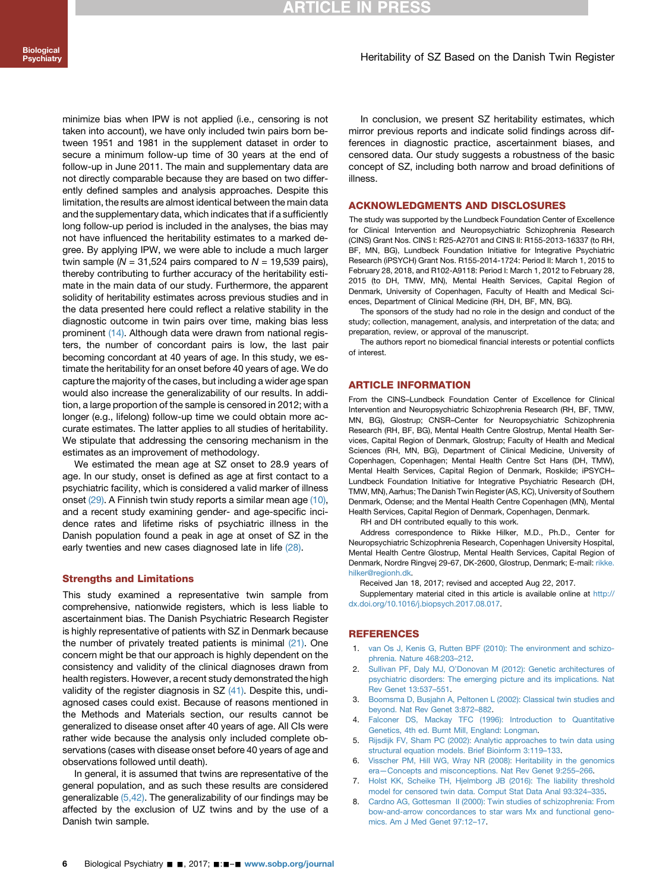minimize bias when IPW is not applied (i.e., censoring is not taken into account), we have only included twin pairs born between 1951 and 1981 in the supplement dataset in order to secure a minimum follow-up time of 30 years at the end of follow-up in June 2011. The main and supplementary data are not directly comparable because they are based on two differently defined samples and analysis approaches. Despite this limitation, the results are almost identical between the main data and the supplementary data, which indicates that if a sufficiently long follow-up period is included in the analyses, the bias may not have influenced the heritability estimates to a marked degree. By applying IPW, we were able to include a much larger twin sample ($N$ = 31,524 pairs compared to $N$ = 19,539 pairs), thereby contributing to further accuracy of the heritability estimate in the main data of our study. Furthermore, the apparent solidity of heritability estimates across previous studies and in the data presented here could reflect a relative stability in the diagnostic outcome in twin pairs over time, making bias less prominent (14). Although data were drawn from national registers, the number of concordant pairs is low, the last pair becoming concordant at 40 years of age. In this study, we estimate the heritability for an onset before 40 years of age. We do capture the majority of the cases, but including a wider age span would also increase the generalizability of our results. In addition, a large proportion of the sample is censored in 2012; with a longer (e.g., lifelong) follow-up time we could obtain more accurate estimates. The latter applies to all studies of heritability. We stipulate that addressing the censoring mechanism in the estimates as an improvement of methodology.

We estimated the mean age at SZ onset to 28.9 years of age. In our study, onset is defined as age at first contact to a psychiatric facility, which is considered a valid marker of illness onset (29). A Finnish twin study reports a similar mean age (10), and a recent study examining gender- and age-specific incidence rates and lifetime risks of psychiatric illness in the Danish population found a peak in age at onset of SZ in the early twenties and new cases diagnosed late in life (28).

### Strengths and Limitations

This study examined a representative twin sample from comprehensive, nationwide registers, which is less liable to ascertainment bias. The Danish Psychiatric Research Register is highly representative of patients with SZ in Denmark because the number of privately treated patients is minimal (21). One concern might be that our approach is highly dependent on the consistency and validity of the clinical diagnoses drawn from health registers. However, a recent study demonstrated the high validity of the register diagnosis in SZ (41). Despite this, undiagnosed cases could exist. Because of reasons mentioned in the Methods and Materials section, our results cannot be generalized to disease onset after 40 years of age. All CIs were rather wide because the analysis only included complete observations (cases with disease onset before 40 years of age and observations followed until death).

In general, it is assumed that twins are representative of the general population, and as such these results are considered generalizable (5,42). The generalizability of our findings may be affected by the exclusion of UZ twins and by the use of a Danish twin sample.

In conclusion, we present SZ heritability estimates, which mirror previous reports and indicate solid findings across differences in diagnostic practice, ascertainment biases, and censored data. Our study suggests a robustness of the basic concept of SZ, including both narrow and broad definitions of illness.

## ACKNOWLEDGMENTS AND DISCLOSURES

The study was supported by the Lundbeck Foundation Center of Excellence for Clinical Intervention and Neuropsychiatric Schizophrenia Research (CINS) Grant Nos. CINS I: R25-A2701 and CINS II: R155-2013-16337 (to RH, BF, MN, BG), Lundbeck Foundation Initiative for Integrative Psychiatric Research (iPSYCH) Grant Nos. R155-2014-1724: Period II: March 1, 2015 to February 28, 2018, and R102-A9118: Period I: March 1, 2012 to February 28, 2015 (to DH, TMW, MN), Mental Health Services, Capital Region of Denmark, University of Copenhagen, Faculty of Health and Medical Sciences, Department of Clinical Medicine (RH, DH, BF, MN, BG).

The sponsors of the study had no role in the design and conduct of the study; collection, management, analysis, and interpretation of the data; and preparation, review, or approval of the manuscript.

The authors report no biomedical financial interests or potential conflicts of interest.

## ARTICLE INFORMATION

From the CINS–Lundbeck Foundation Center of Excellence for Clinical Intervention and Neuropsychiatric Schizophrenia Research (RH, BF, TMW, MN, BG), Glostrup; CNSR–Center for Neuropsychiatric Schizophrenia Research (RH, BF, BG), Mental Health Centre Glostrup, Mental Health Services, Capital Region of Denmark, Glostrup; Faculty of Health and Medical Sciences (RH, MN, BG), Department of Clinical Medicine, University of Copenhagen, Copenhagen; Mental Health Centre Sct Hans (DH, TMW), Mental Health Services, Capital Region of Denmark, Roskilde; iPSYCH–Lundbeck Foundation Initiative for Integrative Psychiatric Research (DH, TMW, MN), Aarhus; The Danish Twin Register (AS, KC), University of Southern Denmark, Odense; and the Mental Health Centre Copenhagen (MN), Mental Health Services, Capital Region of Denmark, Copenhagen, Denmark.

RH and DH contributed equally to this work.

Address correspondence to Rikke Hilker, M.D., Ph.D., Center for Neuropsychiatric Schizophrenia Research, Copenhagen University Hospital, Mental Health Centre Glostrup, Mental Health Services, Capital Region of Denmark, Nordre Ringvej 29-67, DK-2600, Glostrup, Denmark; E-mail: rikke.hilker@regionh.dk.

Received Jan 18, 2017; revised and accepted Aug 22, 2017.

Supplementary material cited in this article is available online at http://dx.doi.org/10.1016/j.biopsych.2017.08.017.

## REFERENCES

1. van Os J, Kenis G, Rutten BPF (2010): The environment and schizophrenia. Nature 468:203–212.
2. Sullivan PF, Daly MJ, O'Donovan M (2012): Genetic architectures of psychiatric disorders: The emerging picture and its implications. Nat Rev Genet 13:537–551.
3. Boomsma D, Busjahn A, Peltonen L (2002): Classical twin studies and beyond. Nat Rev Genet 3:872–882.
4. Falconer DS, Mackay TFC (1996): Introduction to Quantitative Genetics, 4th ed. Burnt Mill, England: Longman.
5. Rijsdijk FV, Sham PC (2002): Analytic approaches to twin data using structural equation models. Brief Bioinform 3:119–133.
6. Visscher PM, Hill WG, Wray NR (2008): Heritability in the genomics era—Concepts and misconceptions. Nat Rev Genet 9:255–266.
7. Holst KK, Scheike TH, Hjelmborg JB (2016): The liability threshold model for censored twin data. Comput Stat Data Anal 93:324–335.
8. Cardno AG, Gottesman II (2000): Twin studies of schizophrenia: From bow-and-arrow concordances to star wars Mx and functional genomics. Am J Med Genet 97:12–17.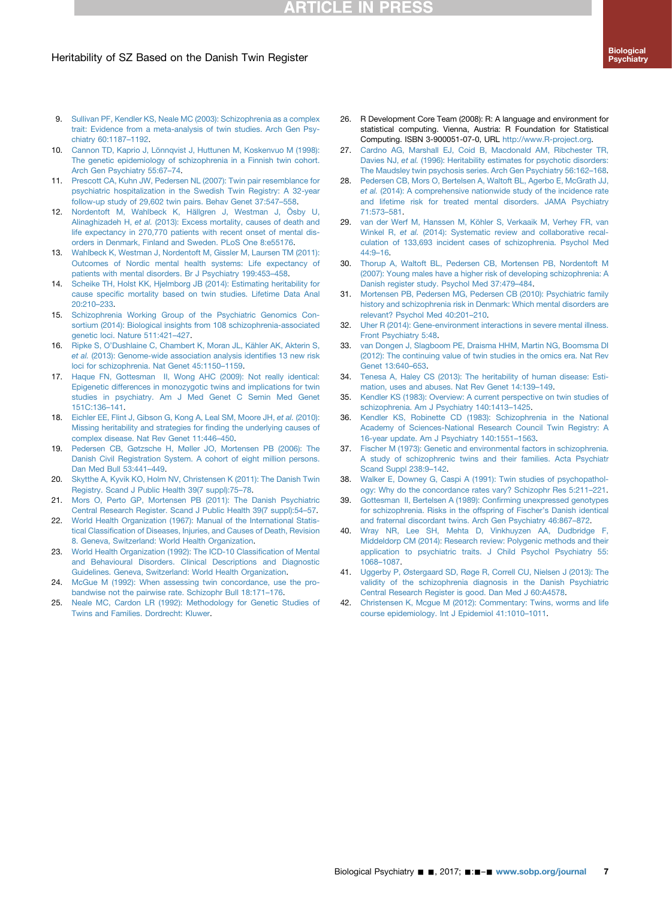9. Sullivan PF, Kendler KS, Neale MC (2003): Schizophrenia as a complex trait: Evidence from a meta-analysis of twin studies. Arch Gen Psychiatry 60:1187–1192.
10. Cannon TD, Kaprio J, Lönnqvist J, Huttunen M, Koskenvuo M (1998): The genetic epidemiology of schizophrenia in a Finnish twin cohort. Arch Gen Psychiatry 55:67–74.
11. Prescott CA, Kuhn JW, Pedersen NL (2007): Twin pair resemblance for psychiatric hospitalization in the Swedish Twin Registry: A 32-year follow-up study of 29,602 twin pairs. Behav Genet 37:547–558.
12. Nordentoft M, Wahlbeck K, Hällgren J, Westman J, Ösby U, Alinaghizadeh H, *et al.* (2013): Excess mortality, causes of death and life expectancy in 270,770 patients with recent onset of mental disorders in Denmark, Finland and Sweden. PLoS One 8:e55176.
13. Wahlbeck K, Westman J, Nordentoft M, Gissler M, Laursen TM (2011): Outcomes of Nordic mental health systems: Life expectancy of patients with mental disorders. Br J Psychiatry 199:453–458.
14. Scheike TH, Holst KK, Hjelmborg JB (2014): Estimating heritability for cause specific mortality based on twin studies. Lifetime Data Anal 20:210–233.
15. Schizophrenia Working Group of the Psychiatric Genomics Consortium (2014): Biological insights from 108 schizophrenia-associated genetic loci. Nature 511:421–427.
16. Ripke S, O'Dushlaine C, Chambert K, Moran JL, Kähler AK, Akterin S, *et al.* (2013): Genome-wide association analysis identifies 13 new risk loci for schizophrenia. Nat Genet 45:1150–1159.
17. Haque FN, Gottesman II, Wong AHC (2009): Not really identical: Epigenetic differences in monozygotic twins and implications for twin studies in psychiatry. Am J Med Genet C Semin Med Genet 151C:136–141.
18. Eichler EE, Flint J, Gibson G, Kong A, Leal SM, Moore JH, *et al.* (2010): Missing heritability and strategies for finding the underlying causes of complex disease. Nat Rev Genet 11:446–450.
19. Pedersen CB, Gøtzsche H, Møller JO, Mortensen PB (2006): The Danish Civil Registration System. A cohort of eight million persons. Dan Med Bull 53:441–449.
20. Skytthe A, Kyvik KO, Holm NV, Christensen K (2011): The Danish Twin Registry. Scand J Public Health 39(7 suppl):75–78.
21. Mors O, Perto GP, Mortensen PB (2011): The Danish Psychiatric Central Research Register. Scand J Public Health 39(7 suppl):54–57.
22. World Health Organization (1967): Manual of the International Statistical Classification of Diseases, Injuries, and Causes of Death, Revision 8. Geneva, Switzerland: World Health Organization.
23. World Health Organization (1992): The ICD-10 Classification of Mental and Behavioural Disorders. Clinical Descriptions and Diagnostic Guidelines. Geneva, Switzerland: World Health Organization.
24. McGue M (1992): When assessing twin concordance, use the probandwise not the pairwise rate. Schizophr Bull 18:171–176.
25. Neale MC, Cardon LR (1992): Methodology for Genetic Studies of Twins and Families. Dordrecht: Kluwer.
26. R Development Core Team (2008): R: A language and environment for statistical computing. Vienna, Austria: R Foundation for Statistical Computing. ISBN 3-900051-07-0, URL http://www.R-project.org.
27. Cardno AG, Marshall EJ, Coid B, Macdonald AM, Ribchester TR, Davies NJ, *et al.* (1996): Heritability estimates for psychotic disorders: The Maudsley twin psychosis series. Arch Gen Psychiatry 56:162–168.
28. Pedersen CB, Mors O, Bertelsen A, Waltoft BL, Agerbo E, McGrath JJ, *et al.* (2014): A comprehensive nationwide study of the incidence rate and lifetime risk for treated mental disorders. JAMA Psychiatry 71:573–581.
29. van der Werf M, Hanssen M, Köhler S, Verkaaik M, Verhey FR, van Winkel R, *et al.* (2014): Systematic review and collaborative recalculation of 133,693 incident cases of schizophrenia. Psychol Med 44:9–16.
30. Thorup A, Waltoft BL, Pedersen CB, Mortensen PB, Nordentoft M (2007): Young males have a higher risk of developing schizophrenia: A Danish register study. Psychol Med 37:479–484.
31. Mortensen PB, Pedersen MG, Pedersen CB (2010): Psychiatric family history and schizophrenia risk in Denmark: Which mental disorders are relevant? Psychol Med 40:201–210.
32. Uher R (2014): Gene-environment interactions in severe mental illness. Front Psychiatry 5:48.
33. van Dongen J, Slagboom PE, Draisma HHM, Martin NG, Boomsma DI (2012): The continuing value of twin studies in the omics era. Nat Rev Genet 13:640–653.
34. Tenesa A, Haley CS (2013): The heritability of human disease: Estimation, uses and abuses. Nat Rev Genet 14:139–149.
35. Kendler KS (1983): Overview: A current perspective on twin studies of schizophrenia. Am J Psychiatry 140:1413–1425.
36. Kendler KS, Robinette CD (1983): Schizophrenia in the National Academy of Sciences-National Research Council Twin Registry: A 16-year update. Am J Psychiatry 140:1551–1563.
37. Fischer M (1973): Genetic and environmental factors in schizophrenia. A study of schizophrenic twins and their families. Acta Psychiatr Scand Suppl 238:9–142.
38. Walker E, Downey G, Caspi A (1991): Twin studies of psychopathology: Why do the concordance rates vary? Schizophr Res 5:211–221.
39. Gottesman II, Bertelsen A (1989): Confirming unexpressed genotypes for schizophrenia. Risks in the offspring of Fischer's Danish identical and fraternal discordant twins. Arch Gen Psychiatry 46:867–872.
40. Wray NR, Lee SH, Mehta D, Vinkhuyzen AA, Dudbridge F, Middeldorp CM (2014): Research review: Polygenic methods and their application to psychiatric traits. J Child Psychol Psychiatry 55:1068–1087.
41. Uggerby P, Østergaard SD, Røge R, Correll CU, Nielsen J (2013): The validity of the schizophrenia diagnosis in the Danish Psychiatric Central Research Register is good. Dan Med J 60:A4578.
42. Christensen K, Mcgue M (2012): Commentary: Twins, worms and life course epidemiology. Int J Epidemiol 41:1010–1011.